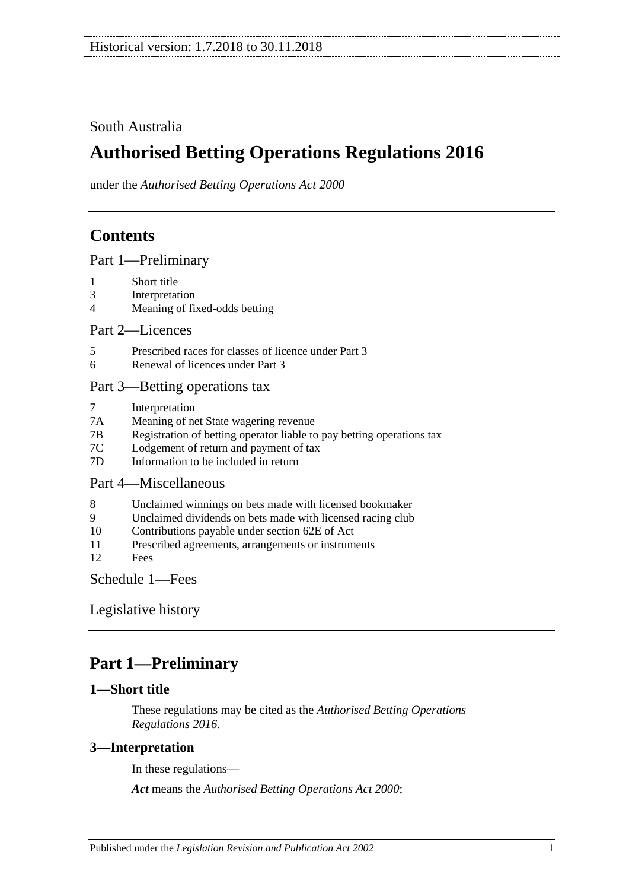Historical version: 1.7.2018 to 30.11.2018

South Australia

# Authorised Betting Operations Regulations 2016

under the *Authorised Betting Operations Act 2000*

## Contents

Part 1—Preliminary

1 Short title
3 Interpretation
4 Meaning of fixed-odds betting

Part 2—Licences

5 Prescribed races for classes of licence under Part 3
6 Renewal of licences under Part 3

Part 3—Betting operations tax

7 Interpretation
7A Meaning of net State wagering revenue
7B Registration of betting operator liable to pay betting operations tax
7C Lodgement of return and payment of tax
7D Information to be included in return

Part 4—Miscellaneous

8 Unclaimed winnings on bets made with licensed bookmaker
9 Unclaimed dividends on bets made with licensed racing club
10 Contributions payable under section 62E of Act
11 Prescribed agreements, arrangements or instruments
12 Fees

Schedule 1—Fees

Legislative history

## Part 1—Preliminary

### 1—Short title

These regulations may be cited as the *Authorised Betting Operations Regulations 2016*.

### 3—Interpretation

In these regulations—

***Act*** means the *Authorised Betting Operations Act 2000*;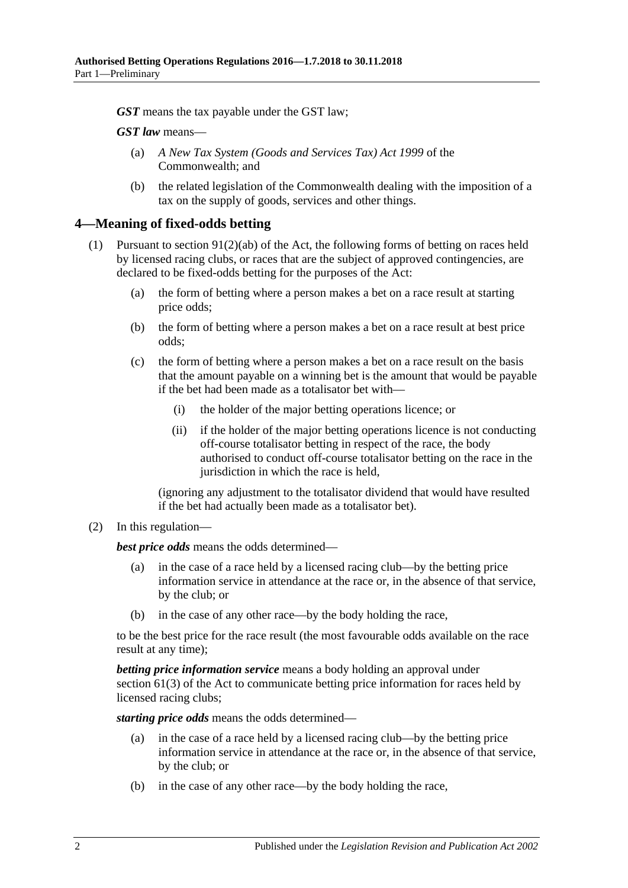***GST*** means the tax payable under the GST law;

***GST law*** means—

(a) *A New Tax System (Goods and Services Tax) Act 1999* of the Commonwealth; and

(b) the related legislation of the Commonwealth dealing with the imposition of a tax on the supply of goods, services and other things.

## 4—Meaning of fixed-odds betting

(1) Pursuant to section 91(2)(ab) of the Act, the following forms of betting on races held by licensed racing clubs, or races that are the subject of approved contingencies, are declared to be fixed-odds betting for the purposes of the Act:

(a) the form of betting where a person makes a bet on a race result at starting price odds;

(b) the form of betting where a person makes a bet on a race result at best price odds;

(c) the form of betting where a person makes a bet on a race result on the basis that the amount payable on a winning bet is the amount that would be payable if the bet had been made as a totalisator bet with—

(i) the holder of the major betting operations licence; or

(ii) if the holder of the major betting operations licence is not conducting off-course totalisator betting in respect of the race, the body authorised to conduct off-course totalisator betting on the race in the jurisdiction in which the race is held,

(ignoring any adjustment to the totalisator dividend that would have resulted if the bet had actually been made as a totalisator bet).

(2) In this regulation—

***best price odds*** means the odds determined—

(a) in the case of a race held by a licensed racing club—by the betting price information service in attendance at the race or, in the absence of that service, by the club; or

(b) in the case of any other race—by the body holding the race,

to be the best price for the race result (the most favourable odds available on the race result at any time);

***betting price information service*** means a body holding an approval under section 61(3) of the Act to communicate betting price information for races held by licensed racing clubs;

***starting price odds*** means the odds determined—

(a) in the case of a race held by a licensed racing club—by the betting price information service in attendance at the race or, in the absence of that service, by the club; or

(b) in the case of any other race—by the body holding the race,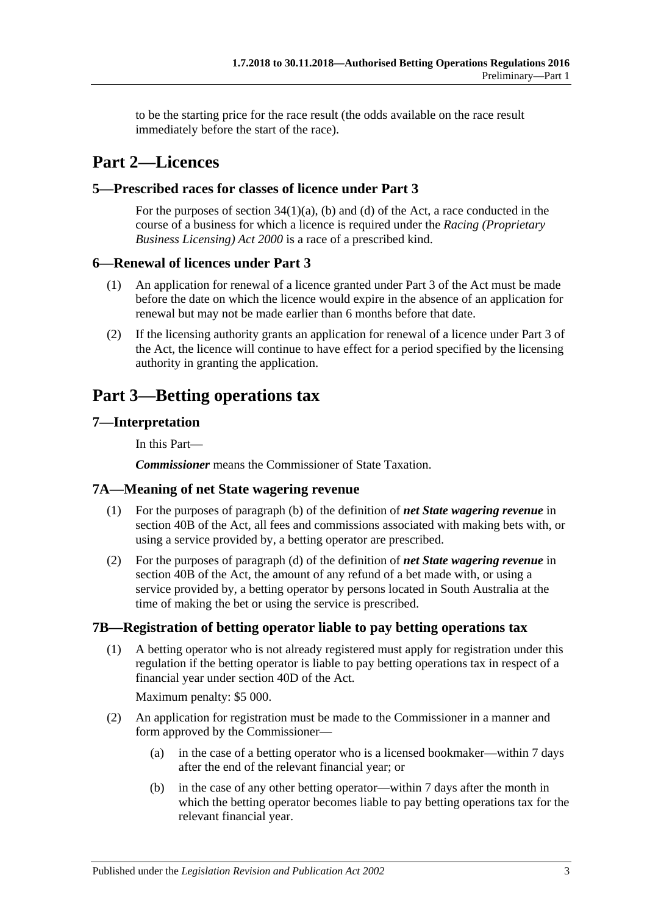to be the starting price for the race result (the odds available on the race result immediately before the start of the race).

# Part 2—Licences

## 5—Prescribed races for classes of licence under Part 3

For the purposes of section 34(1)(a), (b) and (d) of the Act, a race conducted in the course of a business for which a licence is required under the *Racing (Proprietary Business Licensing) Act 2000* is a race of a prescribed kind.

## 6—Renewal of licences under Part 3

(1) An application for renewal of a licence granted under Part 3 of the Act must be made before the date on which the licence would expire in the absence of an application for renewal but may not be made earlier than 6 months before that date.

(2) If the licensing authority grants an application for renewal of a licence under Part 3 of the Act, the licence will continue to have effect for a period specified by the licensing authority in granting the application.

# Part 3—Betting operations tax

## 7—Interpretation

In this Part—

***Commissioner*** means the Commissioner of State Taxation.

## 7A—Meaning of net State wagering revenue

(1) For the purposes of paragraph (b) of the definition of ***net State wagering revenue*** in section 40B of the Act, all fees and commissions associated with making bets with, or using a service provided by, a betting operator are prescribed.

(2) For the purposes of paragraph (d) of the definition of ***net State wagering revenue*** in section 40B of the Act, the amount of any refund of a bet made with, or using a service provided by, a betting operator by persons located in South Australia at the time of making the bet or using the service is prescribed.

## 7B—Registration of betting operator liable to pay betting operations tax

(1) A betting operator who is not already registered must apply for registration under this regulation if the betting operator is liable to pay betting operations tax in respect of a financial year under section 40D of the Act.

Maximum penalty: $5 000.

(2) An application for registration must be made to the Commissioner in a manner and form approved by the Commissioner—

(a) in the case of a betting operator who is a licensed bookmaker—within 7 days after the end of the relevant financial year; or

(b) in the case of any other betting operator—within 7 days after the month in which the betting operator becomes liable to pay betting operations tax for the relevant financial year.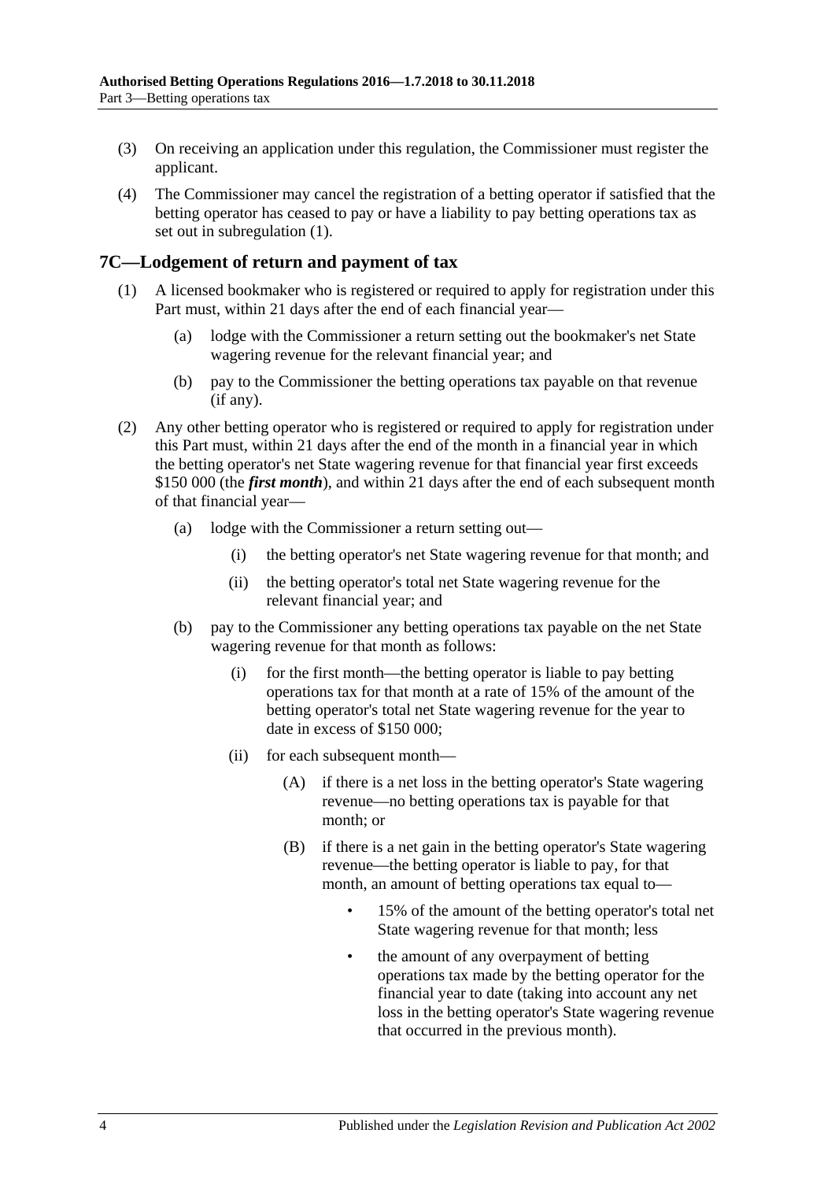(3) On receiving an application under this regulation, the Commissioner must register the applicant.

(4) The Commissioner may cancel the registration of a betting operator if satisfied that the betting operator has ceased to pay or have a liability to pay betting operations tax as set out in subregulation (1).

## 7C—Lodgement of return and payment of tax

(1) A licensed bookmaker who is registered or required to apply for registration under this Part must, within 21 days after the end of each financial year—

(a) lodge with the Commissioner a return setting out the bookmaker's net State wagering revenue for the relevant financial year; and

(b) pay to the Commissioner the betting operations tax payable on that revenue (if any).

(2) Any other betting operator who is registered or required to apply for registration under this Part must, within 21 days after the end of the month in a financial year in which the betting operator's net State wagering revenue for that financial year first exceeds $150 000 (the ***first month***), and within 21 days after the end of each subsequent month of that financial year—

(a) lodge with the Commissioner a return setting out—

(i) the betting operator's net State wagering revenue for that month; and

(ii) the betting operator's total net State wagering revenue for the relevant financial year; and

(b) pay to the Commissioner any betting operations tax payable on the net State wagering revenue for that month as follows:

(i) for the first month—the betting operator is liable to pay betting operations tax for that month at a rate of 15% of the amount of the betting operator's total net State wagering revenue for the year to date in excess of $150 000;

(ii) for each subsequent month—

(A) if there is a net loss in the betting operator's State wagering revenue—no betting operations tax is payable for that month; or

(B) if there is a net gain in the betting operator's State wagering revenue—the betting operator is liable to pay, for that month, an amount of betting operations tax equal to—

- 15% of the amount of the betting operator's total net State wagering revenue for that month; less
- the amount of any overpayment of betting operations tax made by the betting operator for the financial year to date (taking into account any net loss in the betting operator's State wagering revenue that occurred in the previous month).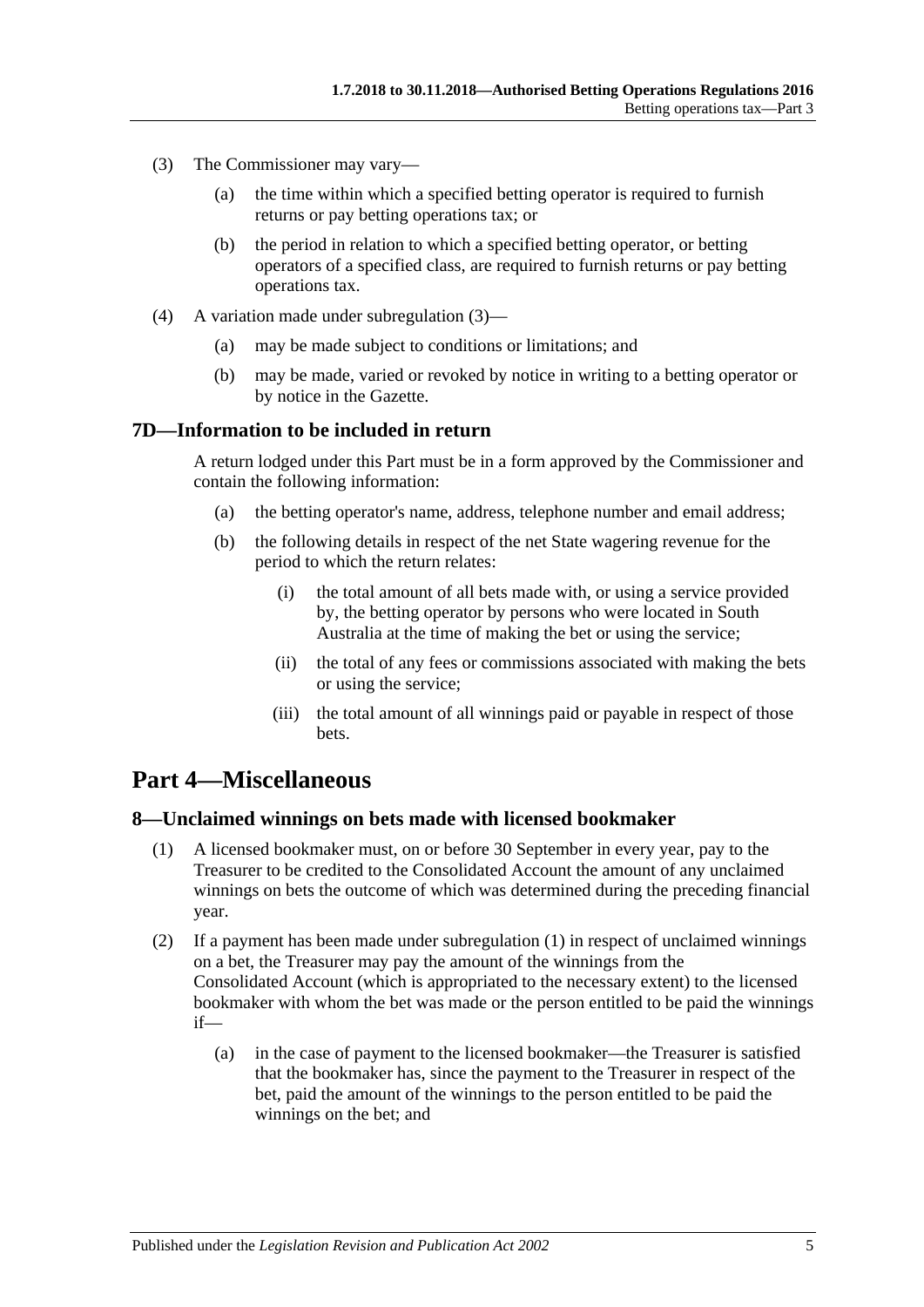(3) The Commissioner may vary—

(a) the time within which a specified betting operator is required to furnish returns or pay betting operations tax; or

(b) the period in relation to which a specified betting operator, or betting operators of a specified class, are required to furnish returns or pay betting operations tax.

(4) A variation made under subregulation (3)—

(a) may be made subject to conditions or limitations; and

(b) may be made, varied or revoked by notice in writing to a betting operator or by notice in the Gazette.

### 7D—Information to be included in return

A return lodged under this Part must be in a form approved by the Commissioner and contain the following information:

(a) the betting operator's name, address, telephone number and email address;

(b) the following details in respect of the net State wagering revenue for the period to which the return relates:

(i) the total amount of all bets made with, or using a service provided by, the betting operator by persons who were located in South Australia at the time of making the bet or using the service;

(ii) the total of any fees or commissions associated with making the bets or using the service;

(iii) the total amount of all winnings paid or payable in respect of those bets.

## Part 4—Miscellaneous

### 8—Unclaimed winnings on bets made with licensed bookmaker

(1) A licensed bookmaker must, on or before 30 September in every year, pay to the Treasurer to be credited to the Consolidated Account the amount of any unclaimed winnings on bets the outcome of which was determined during the preceding financial year.

(2) If a payment has been made under subregulation (1) in respect of unclaimed winnings on a bet, the Treasurer may pay the amount of the winnings from the Consolidated Account (which is appropriated to the necessary extent) to the licensed bookmaker with whom the bet was made or the person entitled to be paid the winnings if—

(a) in the case of payment to the licensed bookmaker—the Treasurer is satisfied that the bookmaker has, since the payment to the Treasurer in respect of the bet, paid the amount of the winnings to the person entitled to be paid the winnings on the bet; and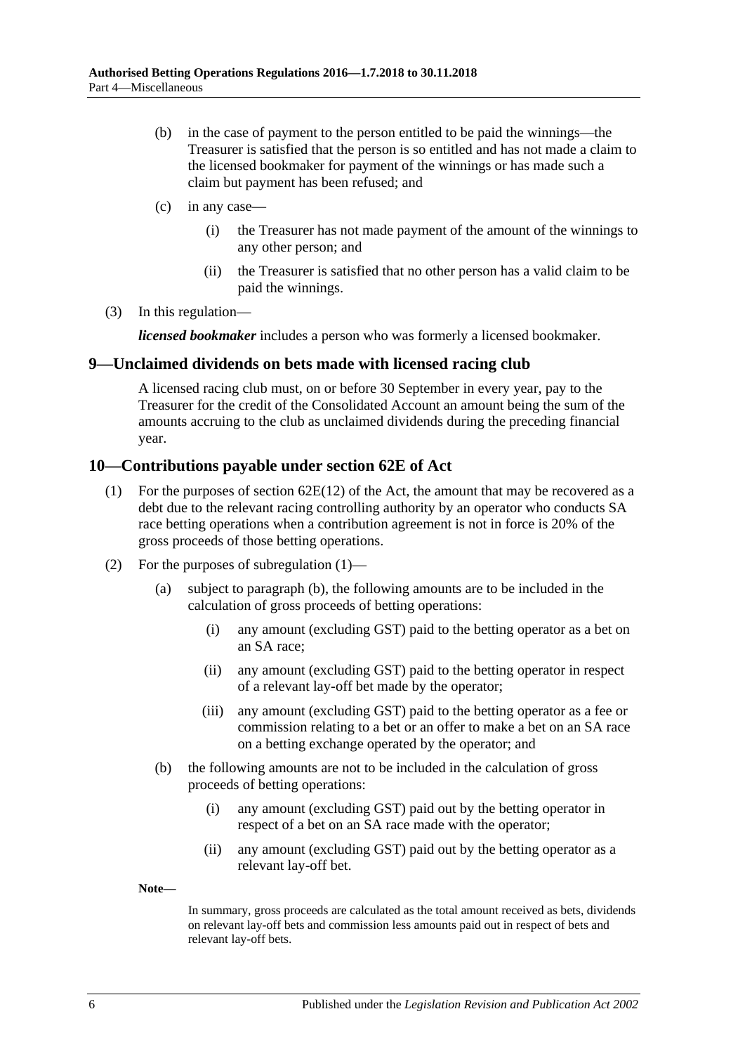(b) in the case of payment to the person entitled to be paid the winnings—the Treasurer is satisfied that the person is so entitled and has not made a claim to the licensed bookmaker for payment of the winnings or has made such a claim but payment has been refused; and

(c) in any case—

(i) the Treasurer has not made payment of the amount of the winnings to any other person; and

(ii) the Treasurer is satisfied that no other person has a valid claim to be paid the winnings.

(3) In this regulation—

***licensed bookmaker*** includes a person who was formerly a licensed bookmaker.

## 9—Unclaimed dividends on bets made with licensed racing club

A licensed racing club must, on or before 30 September in every year, pay to the Treasurer for the credit of the Consolidated Account an amount being the sum of the amounts accruing to the club as unclaimed dividends during the preceding financial year.

## 10—Contributions payable under section 62E of Act

(1) For the purposes of section 62E(12) of the Act, the amount that may be recovered as a debt due to the relevant racing controlling authority by an operator who conducts SA race betting operations when a contribution agreement is not in force is 20% of the gross proceeds of those betting operations.

(2) For the purposes of subregulation (1)—

(a) subject to paragraph (b), the following amounts are to be included in the calculation of gross proceeds of betting operations:

(i) any amount (excluding GST) paid to the betting operator as a bet on an SA race;

(ii) any amount (excluding GST) paid to the betting operator in respect of a relevant lay-off bet made by the operator;

(iii) any amount (excluding GST) paid to the betting operator as a fee or commission relating to a bet or an offer to make a bet on an SA race on a betting exchange operated by the operator; and

(b) the following amounts are not to be included in the calculation of gross proceeds of betting operations:

(i) any amount (excluding GST) paid out by the betting operator in respect of a bet on an SA race made with the operator;

(ii) any amount (excluding GST) paid out by the betting operator as a relevant lay-off bet.

**Note—**

In summary, gross proceeds are calculated as the total amount received as bets, dividends on relevant lay-off bets and commission less amounts paid out in respect of bets and relevant lay-off bets.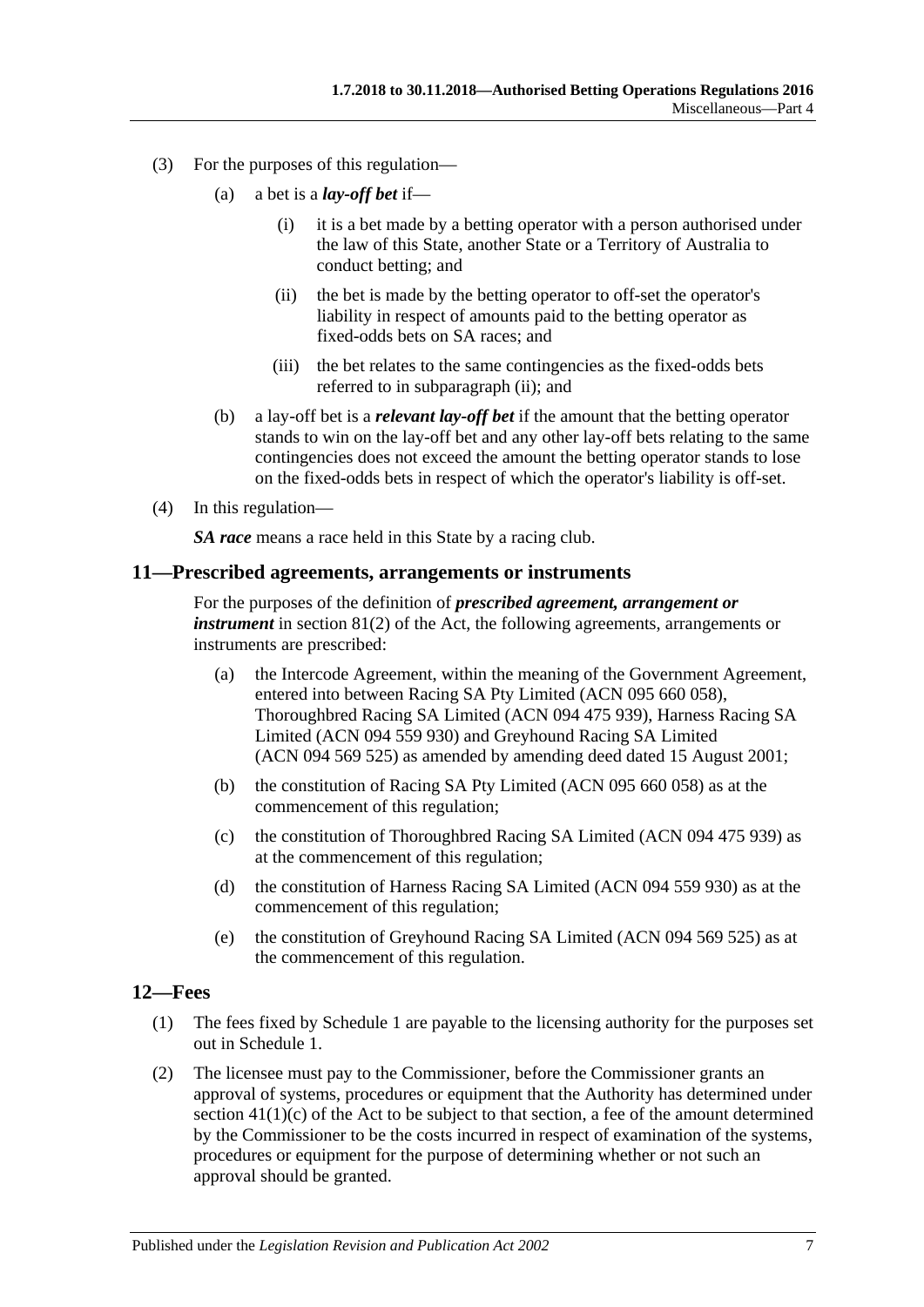(3) For the purposes of this regulation—

(a) a bet is a ***lay-off bet*** if—

(i) it is a bet made by a betting operator with a person authorised under the law of this State, another State or a Territory of Australia to conduct betting; and

(ii) the bet is made by the betting operator to off-set the operator's liability in respect of amounts paid to the betting operator as fixed-odds bets on SA races; and

(iii) the bet relates to the same contingencies as the fixed-odds bets referred to in subparagraph (ii); and

(b) a lay-off bet is a ***relevant lay-off bet*** if the amount that the betting operator stands to win on the lay-off bet and any other lay-off bets relating to the same contingencies does not exceed the amount the betting operator stands to lose on the fixed-odds bets in respect of which the operator's liability is off-set.

(4) In this regulation—

***SA race*** means a race held in this State by a racing club.

## 11—Prescribed agreements, arrangements or instruments

For the purposes of the definition of ***prescribed agreement, arrangement or instrument*** in section 81(2) of the Act, the following agreements, arrangements or instruments are prescribed:

(a) the Intercode Agreement, within the meaning of the Government Agreement, entered into between Racing SA Pty Limited (ACN 095 660 058), Thoroughbred Racing SA Limited (ACN 094 475 939), Harness Racing SA Limited (ACN 094 559 930) and Greyhound Racing SA Limited (ACN 094 569 525) as amended by amending deed dated 15 August 2001;

(b) the constitution of Racing SA Pty Limited (ACN 095 660 058) as at the commencement of this regulation;

(c) the constitution of Thoroughbred Racing SA Limited (ACN 094 475 939) as at the commencement of this regulation;

(d) the constitution of Harness Racing SA Limited (ACN 094 559 930) as at the commencement of this regulation;

(e) the constitution of Greyhound Racing SA Limited (ACN 094 569 525) as at the commencement of this regulation.

## 12—Fees

(1) The fees fixed by Schedule 1 are payable to the licensing authority for the purposes set out in Schedule 1.

(2) The licensee must pay to the Commissioner, before the Commissioner grants an approval of systems, procedures or equipment that the Authority has determined under section 41(1)(c) of the Act to be subject to that section, a fee of the amount determined by the Commissioner to be the costs incurred in respect of examination of the systems, procedures or equipment for the purpose of determining whether or not such an approval should be granted.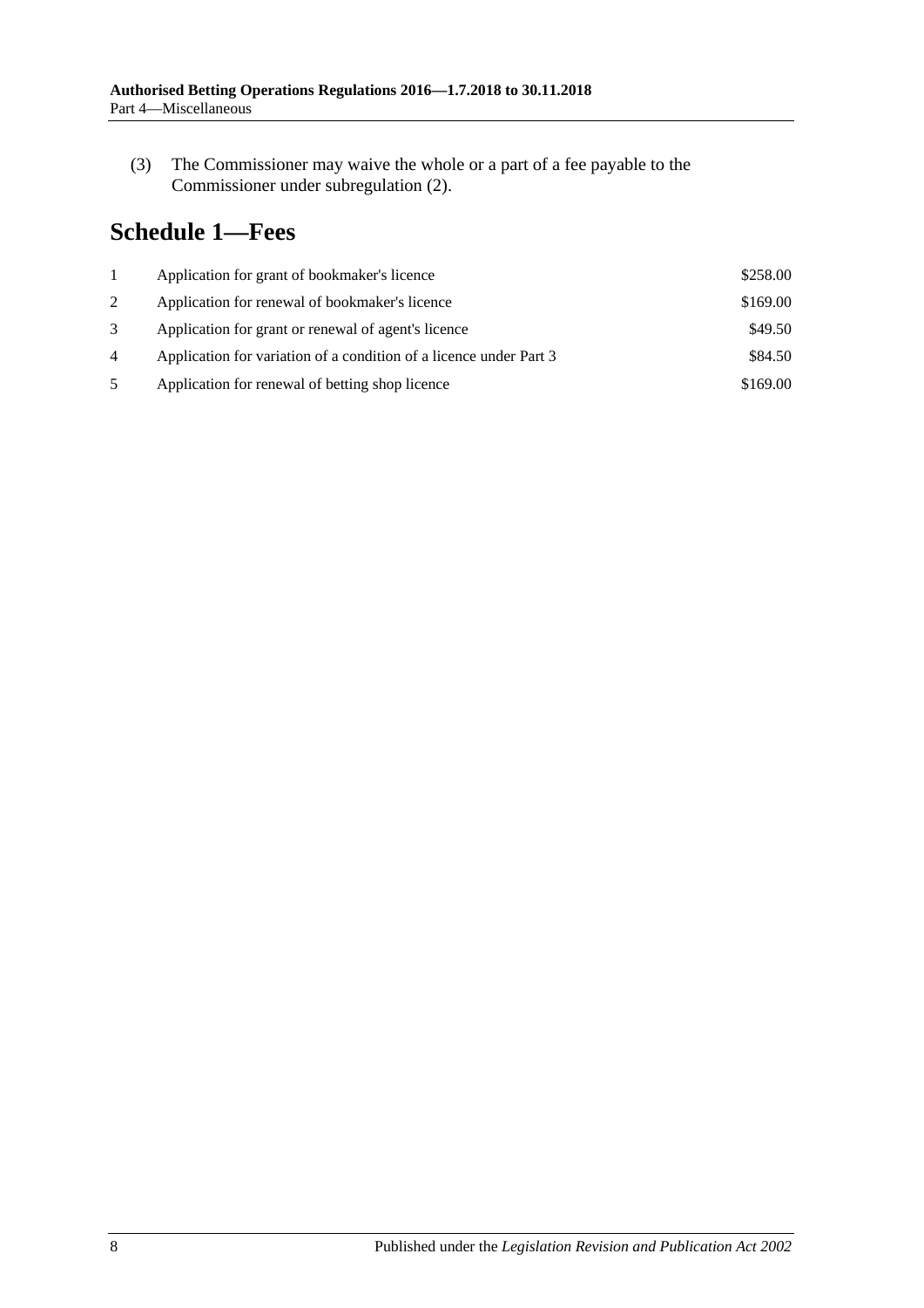(3) The Commissioner may waive the whole or a part of a fee payable to the Commissioner under subregulation (2).

## Schedule 1—Fees

| | | |
|---|---|---|
| 1 | Application for grant of bookmaker's licence | $258.00 |
| 2 | Application for renewal of bookmaker's licence | $169.00 |
| 3 | Application for grant or renewal of agent's licence | $49.50 |
| 4 | Application for variation of a condition of a licence under Part 3 | $84.50 |
| 5 | Application for renewal of betting shop licence | $169.00 |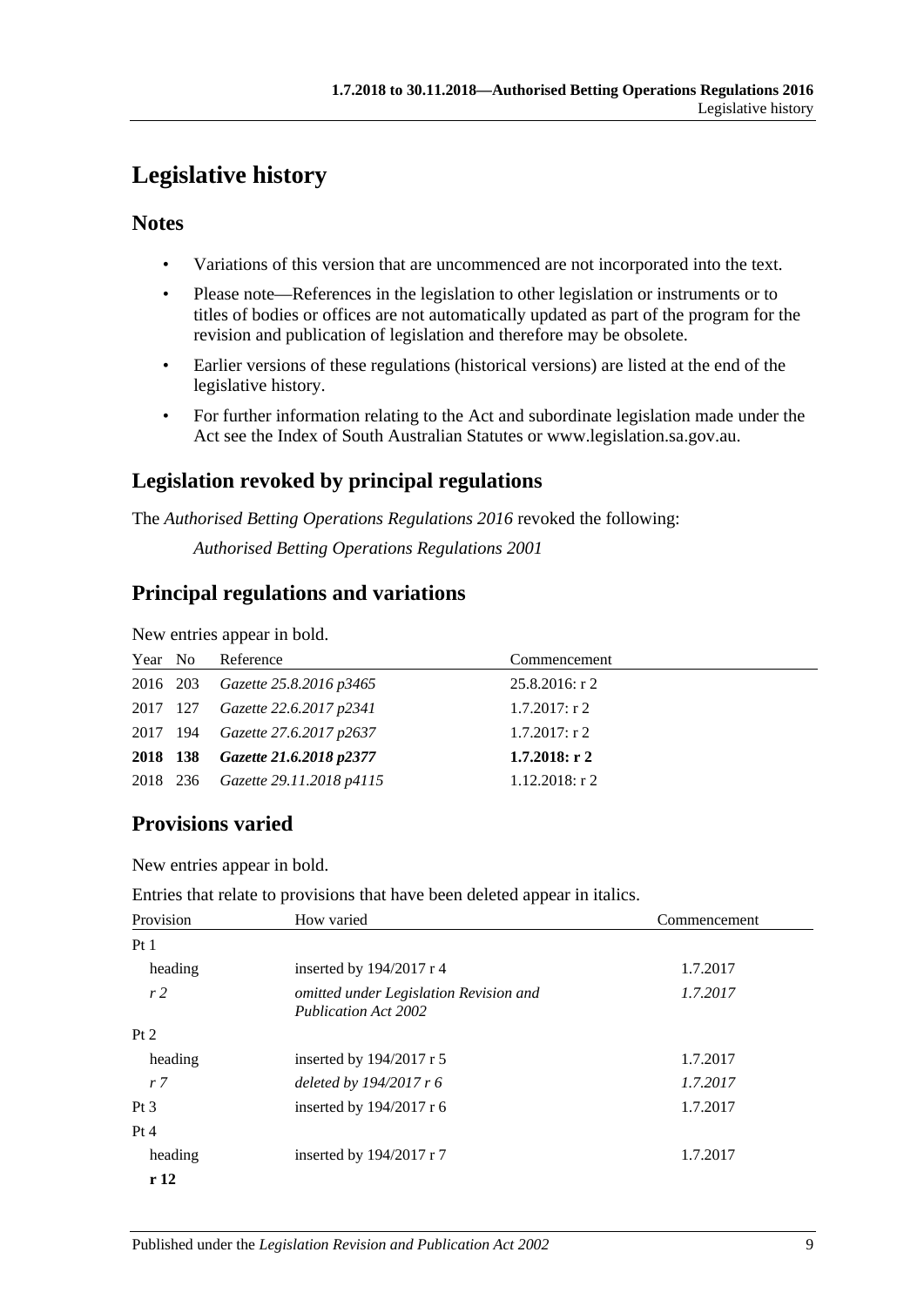# Legislative history

## Notes

- Variations of this version that are uncommenced are not incorporated into the text.
- Please note—References in the legislation to other legislation or instruments or to titles of bodies or offices are not automatically updated as part of the program for the revision and publication of legislation and therefore may be obsolete.
- Earlier versions of these regulations (historical versions) are listed at the end of the legislative history.
- For further information relating to the Act and subordinate legislation made under the Act see the Index of South Australian Statutes or www.legislation.sa.gov.au.

## Legislation revoked by principal regulations

The *Authorised Betting Operations Regulations 2016* revoked the following:

*Authorised Betting Operations Regulations 2001*

## Principal regulations and variations

New entries appear in bold.

| Year | No | Reference | Commencement |
|---|---|---|---|
| 2016 | 203 | *Gazette 25.8.2016 p3465* | 25.8.2016: r 2 |
| 2017 | 127 | *Gazette 22.6.2017 p2341* | 1.7.2017: r 2 |
| 2017 | 194 | *Gazette 27.6.2017 p2637* | 1.7.2017: r 2 |
| **2018** | **138** | ***Gazette 21.6.2018 p2377*** | **1.7.2018: r 2** |
| 2018 | 236 | *Gazette 29.11.2018 p4115* | 1.12.2018: r 2 |

## Provisions varied

New entries appear in bold.

Entries that relate to provisions that have been deleted appear in italics.

| Provision | How varied | Commencement |
|---|---|---|
| Pt 1 | | |
| heading | inserted by 194/2017 r 4 | 1.7.2017 |
| *r 2* | *omitted under Legislation Revision and Publication Act 2002* | *1.7.2017* |
| Pt 2 | | |
| heading | inserted by 194/2017 r 5 | 1.7.2017 |
| *r 7* | *deleted by 194/2017 r 6* | *1.7.2017* |
| Pt 3 | inserted by 194/2017 r 6 | 1.7.2017 |
| Pt 4 | | |
| heading | inserted by 194/2017 r 7 | 1.7.2017 |
| **r 12** | | |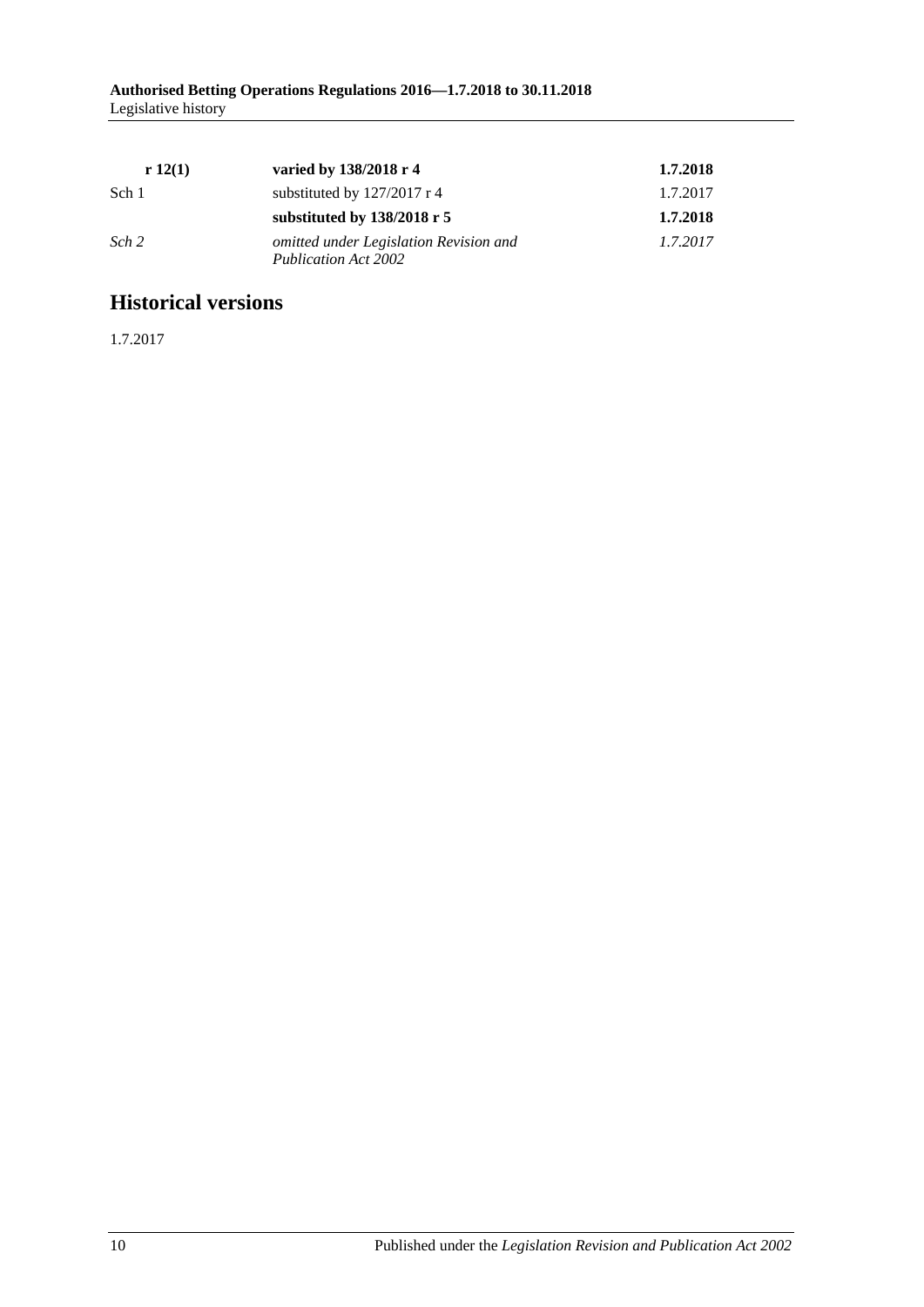| | | |
|---|---|---|
| **r 12(1)** | **varied by 138/2018 r 4** | **1.7.2018** |
| Sch 1 | substituted by 127/2017 r 4 | 1.7.2017 |
| | **substituted by 138/2018 r 5** | **1.7.2018** |
| *Sch 2* | *omitted under Legislation Revision and Publication Act 2002* | *1.7.2017* |

## Historical versions

1.7.2017